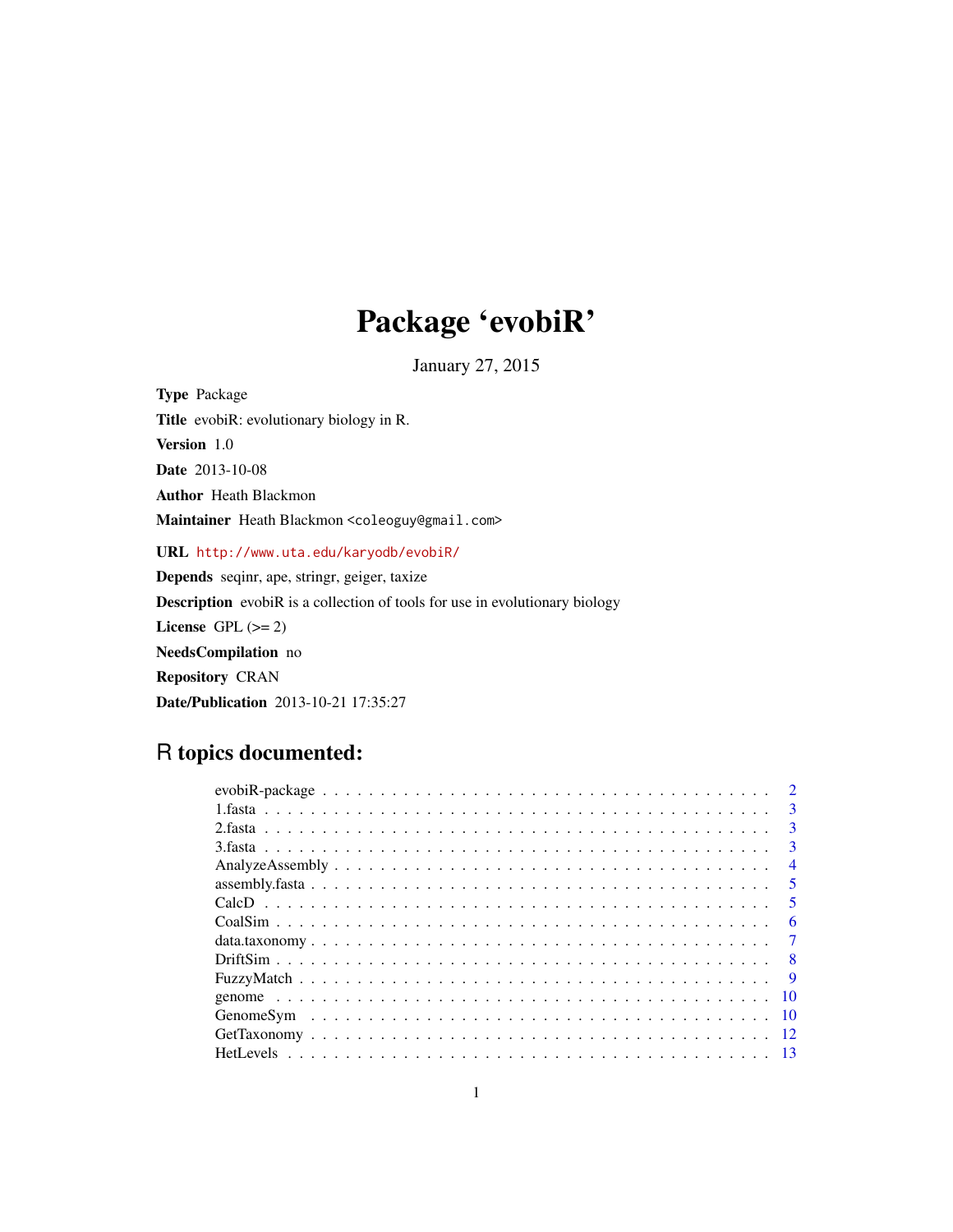# Package 'evobiR'

January 27, 2015

**Type** Package

**Title** evobiR: evolutionary biology in R.

**Version** 1.0

**Date** 2013-10-08

**Author** Heath Blackmon

**Maintainer** Heath Blackmon <coleoguy@gmail.com>

**URL** http://www.uta.edu/karyodb/evobiR/

**Depends** seqinr, ape, stringr, geiger, taxize

**Description** evobiR is a collection of tools for use in evolutionary biology

**License** GPL (>= 2)

**NeedsCompilation** no

**Repository** CRAN

**Date/Publication** 2013-10-21 17:35:27

## R topics documented:

| Topic | Page |
| --- | --- |
| evobiR-package | 2 |
| 1.fasta | 3 |
| 2.fasta | 3 |
| 3.fasta | 3 |
| AnalyzeAssembly | 4 |
| assembly.fasta | 5 |
| CalcD | 5 |
| CoalSim | 6 |
| data.taxonomy | 7 |
| DriftSim | 8 |
| FuzzyMatch | 9 |
| genome | 10 |
| GenomeSym | 10 |
| GetTaxonomy | 12 |
| HetLevels | 13 |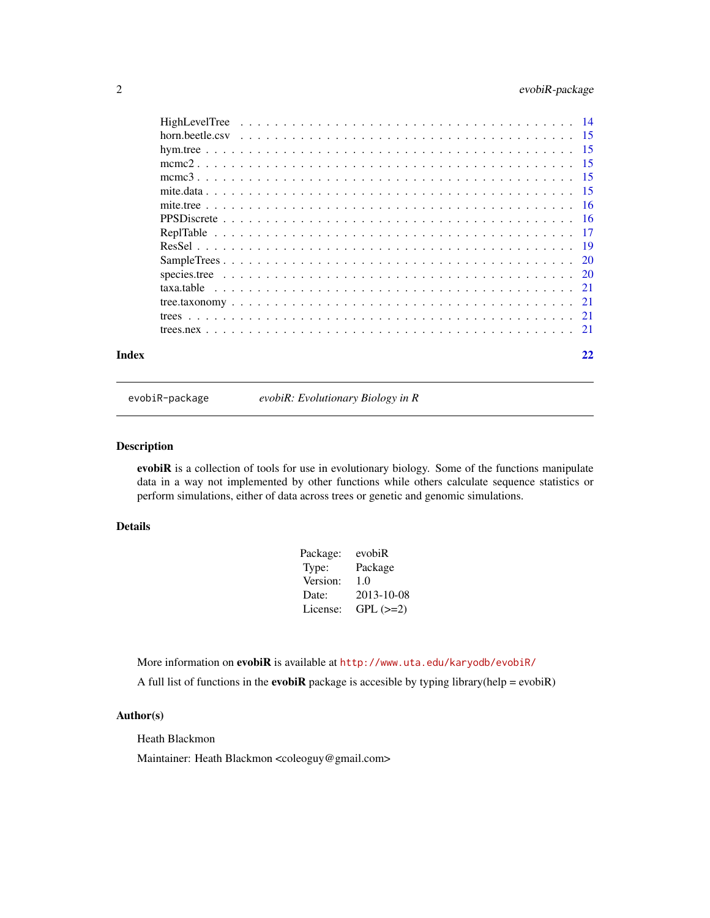| | |
|---|---|
| HighLevelTree | 14 |
| horn.beetle.csv | 15 |
| hym.tree | 15 |
| mcmc2 | 15 |
| mcmc3 | 15 |
| mite.data | 15 |
| mite.tree | 16 |
| PPSDiscrete | 16 |
| ReplTable | 17 |
| ResSel | 19 |
| SampleTrees | 20 |
| species.tree | 20 |
| taxa.table | 21 |
| tree.taxonomy | 21 |
| trees | 21 |
| trees.nex | 21 |

**Index** **22**

---

`evobiR-package` *evobiR: Evolutionary Biology in R*

---

### Description

**evobiR** is a collection of tools for use in evolutionary biology. Some of the functions manipulate data in a way not implemented by other functions while others calculate sequence statistics or perform simulations, either of data across trees or genetic and genomic simulations.

### Details

| | |
|---|---|
| Package: | evobiR |
| Type: | Package |
| Version: | 1.0 |
| Date: | 2013-10-08 |
| License: | GPL (>=2) |

More information on **evobiR** is available at `http://www.uta.edu/karyodb/evobiR/`

A full list of functions in the **evobiR** package is accesible by typing library(help = evobiR)

### Author(s)

Heath Blackmon

Maintainer: Heath Blackmon <coleoguy@gmail.com>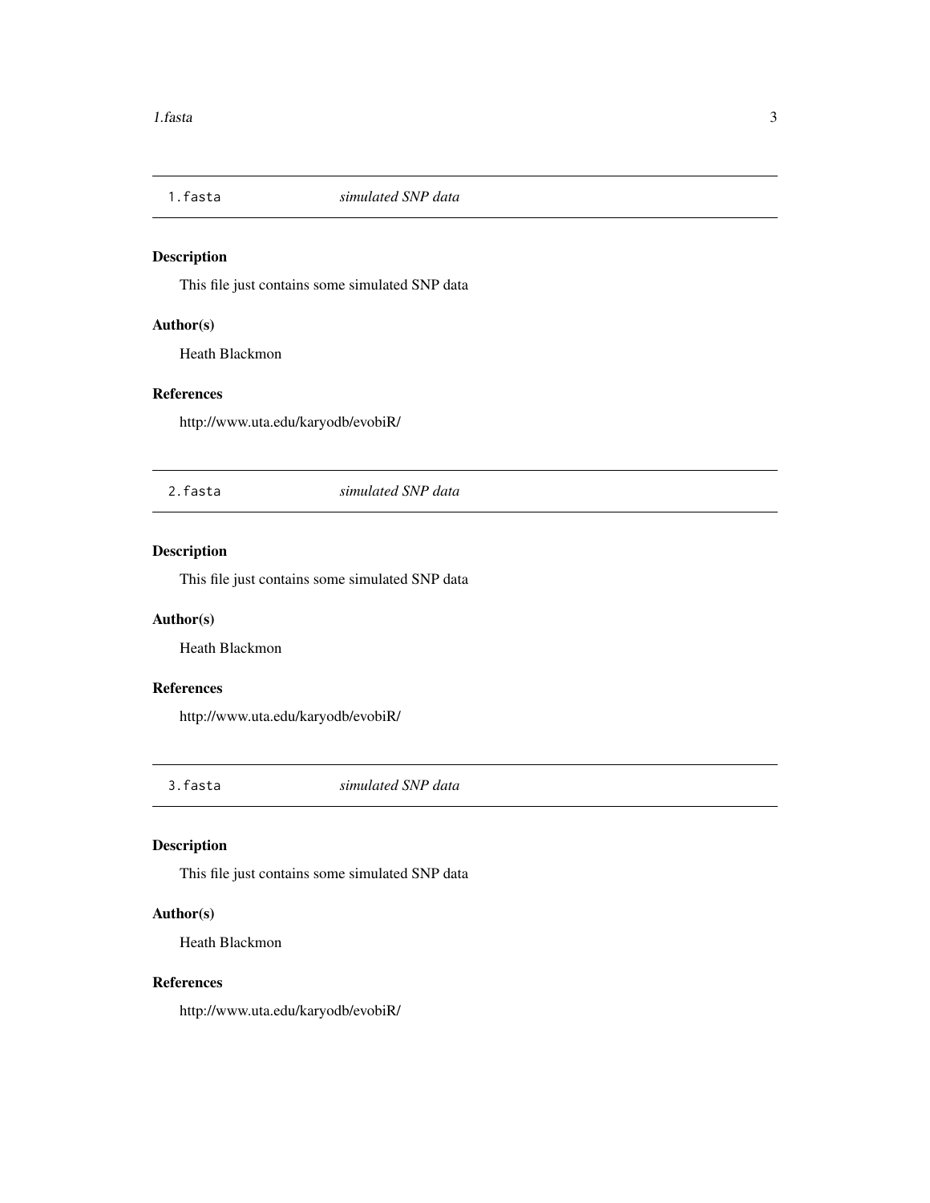## 1.fasta — *simulated SNP data*

### Description

This file just contains some simulated SNP data

### Author(s)

Heath Blackmon

### References

http://www.uta.edu/karyodb/evobiR/

## 2.fasta — *simulated SNP data*

### Description

This file just contains some simulated SNP data

### Author(s)

Heath Blackmon

### References

http://www.uta.edu/karyodb/evobiR/

## 3.fasta — *simulated SNP data*

### Description

This file just contains some simulated SNP data

### Author(s)

Heath Blackmon

### References

http://www.uta.edu/karyodb/evobiR/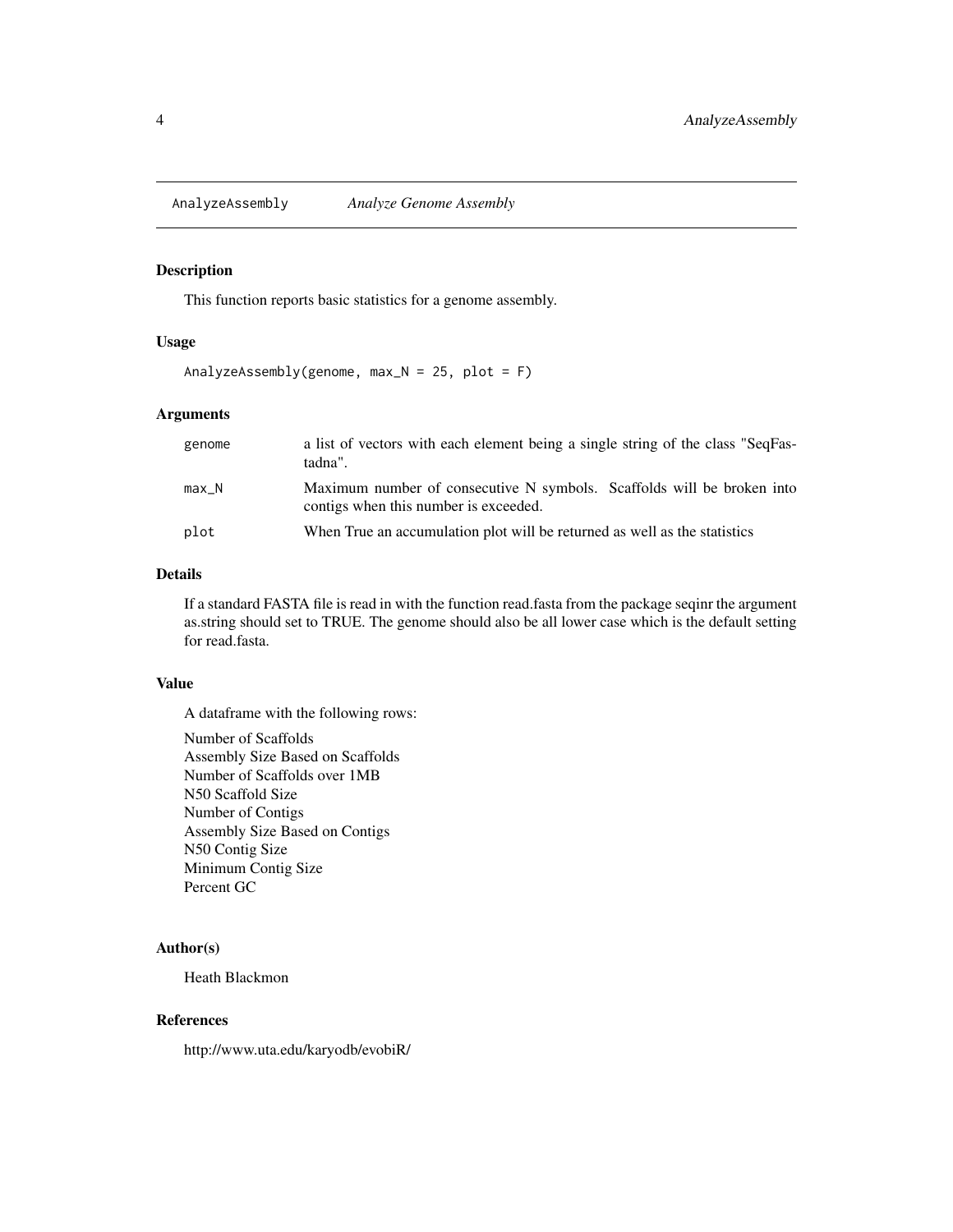## AnalyzeAssembly *Analyze Genome Assembly*

### Description

This function reports basic statistics for a genome assembly.

### Usage

```
AnalyzeAssembly(genome, max_N = 25, plot = F)
```

### Arguments

| | |
|---|---|
| genome | a list of vectors with each element being a single string of the class "SeqFastadna". |
| max_N | Maximum number of consecutive N symbols. Scaffolds will be broken into contigs when this number is exceeded. |
| plot | When True an accumulation plot will be returned as well as the statistics |

### Details

If a standard FASTA file is read in with the function read.fasta from the package seqinr the argument as.string should set to TRUE. The genome should also be all lower case which is the default setting for read.fasta.

### Value

A dataframe with the following rows:

Number of Scaffolds
Assembly Size Based on Scaffolds
Number of Scaffolds over 1MB
N50 Scaffold Size
Number of Contigs
Assembly Size Based on Contigs
N50 Contig Size
Minimum Contig Size
Percent GC

### Author(s)

Heath Blackmon

### References

http://www.uta.edu/karyodb/evobiR/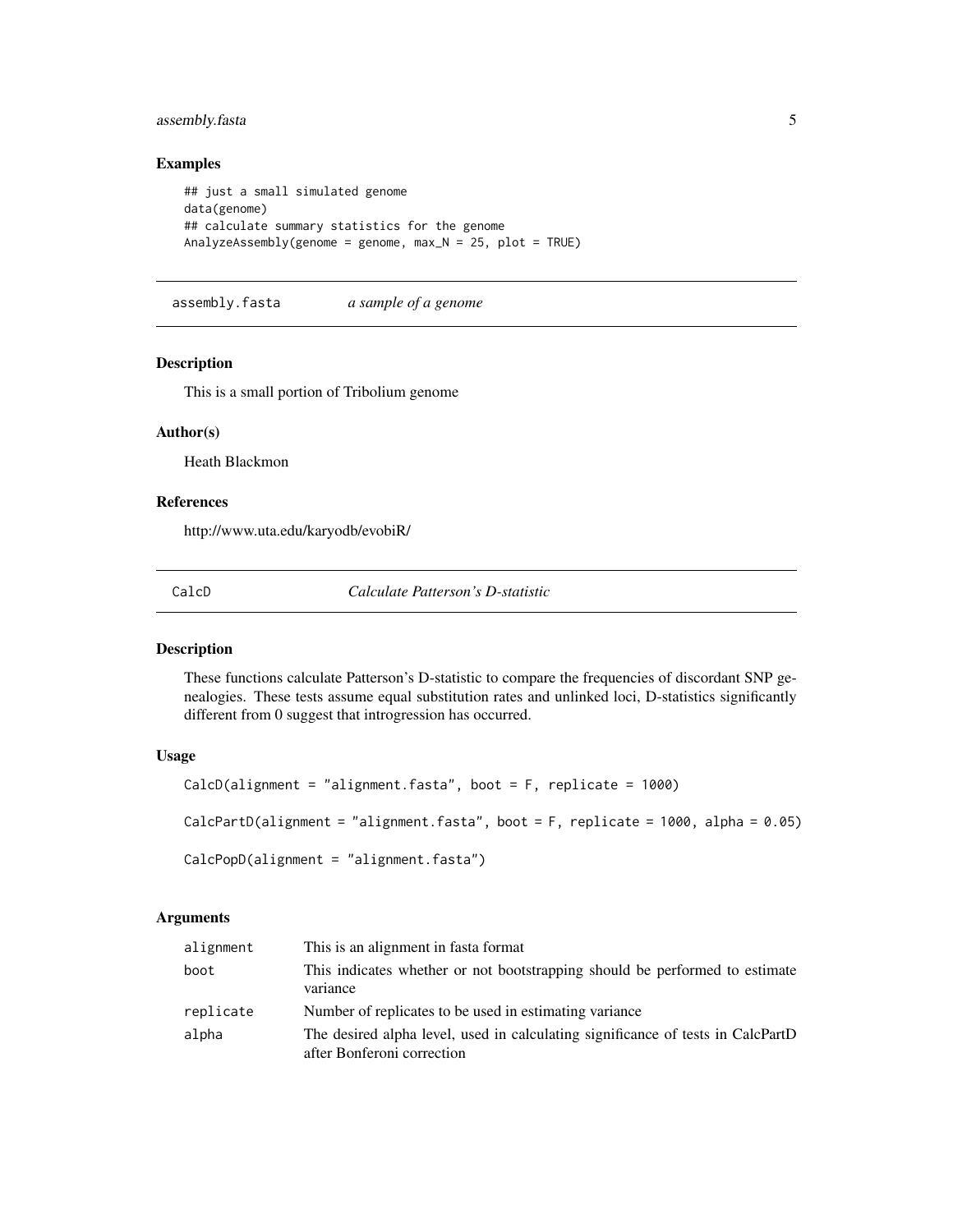### Examples

```
## just a small simulated genome
data(genome)
## calculate summary statistics for the genome
AnalyzeAssembly(genome = genome, max_N = 25, plot = TRUE)
```

---

## assembly.fasta — *a sample of a genome*

### Description

This is a small portion of Tribolium genome

### Author(s)

Heath Blackmon

### References

http://www.uta.edu/karyodb/evobiR/

---

## CalcD — *Calculate Patterson's D-statistic*

### Description

These functions calculate Patterson's D-statistic to compare the frequencies of discordant SNP genealogies. These tests assume equal substitution rates and unlinked loci, D-statistics significantly different from 0 suggest that introgression has occurred.

### Usage

```
CalcD(alignment = "alignment.fasta", boot = F, replicate = 1000)

CalcPartD(alignment = "alignment.fasta", boot = F, replicate = 1000, alpha = 0.05)

CalcPopD(alignment = "alignment.fasta")
```

### Arguments

| | |
|---|---|
| alignment | This is an alignment in fasta format |
| boot | This indicates whether or not bootstrapping should be performed to estimate variance |
| replicate | Number of replicates to be used in estimating variance |
| alpha | The desired alpha level, used in calculating significance of tests in CalcPartD after Bonferoni correction |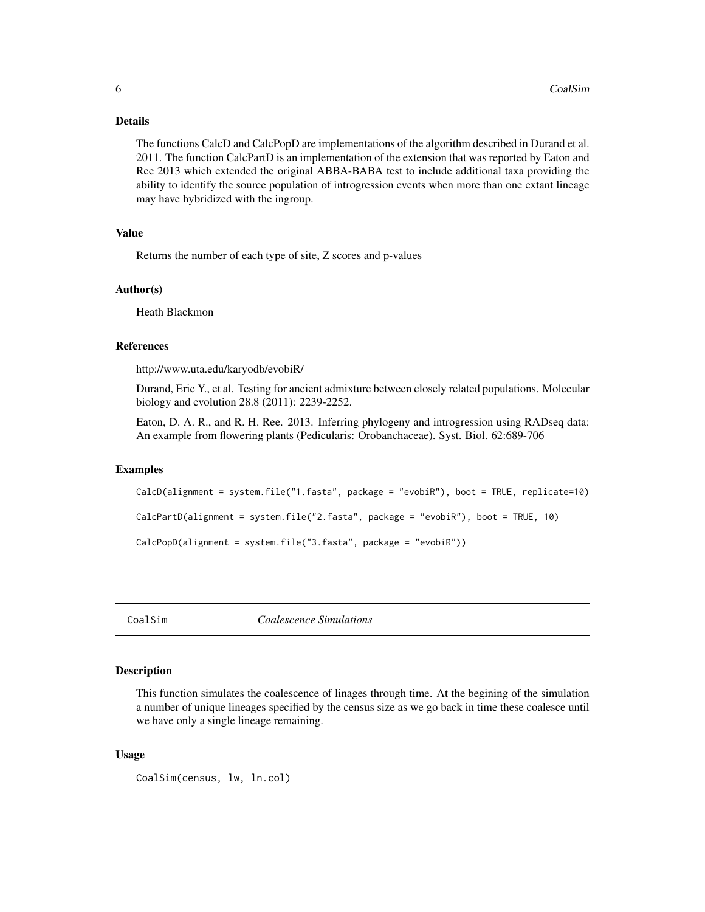### Details

The functions CalcD and CalcPopD are implementations of the algorithm described in Durand et al. 2011. The function CalcPartD is an implementation of the extension that was reported by Eaton and Ree 2013 which extended the original ABBA-BABA test to include additional taxa providing the ability to identify the source population of introgression events when more than one extant lineage may have hybridized with the ingroup.

### Value

Returns the number of each type of site, Z scores and p-values

### Author(s)

Heath Blackmon

### References

http://www.uta.edu/karyodb/evobiR/

Durand, Eric Y., et al. Testing for ancient admixture between closely related populations. Molecular biology and evolution 28.8 (2011): 2239-2252.

Eaton, D. A. R., and R. H. Ree. 2013. Inferring phylogeny and introgression using RADseq data: An example from flowering plants (Pedicularis: Orobanchaceae). Syst. Biol. 62:689-706

### Examples

```
CalcD(alignment = system.file("1.fasta", package = "evobiR"), boot = TRUE, replicate=10)

CalcPartD(alignment = system.file("2.fasta", package = "evobiR"), boot = TRUE, 10)

CalcPopD(alignment = system.file("3.fasta", package = "evobiR"))
```

---

## CoalSim — *Coalescence Simulations*

### Description

This function simulates the coalescence of linages through time. At the begining of the simulation a number of unique lineages specified by the census size as we go back in time these coalesce until we have only a single lineage remaining.

### Usage

```
CoalSim(census, lw, ln.col)
```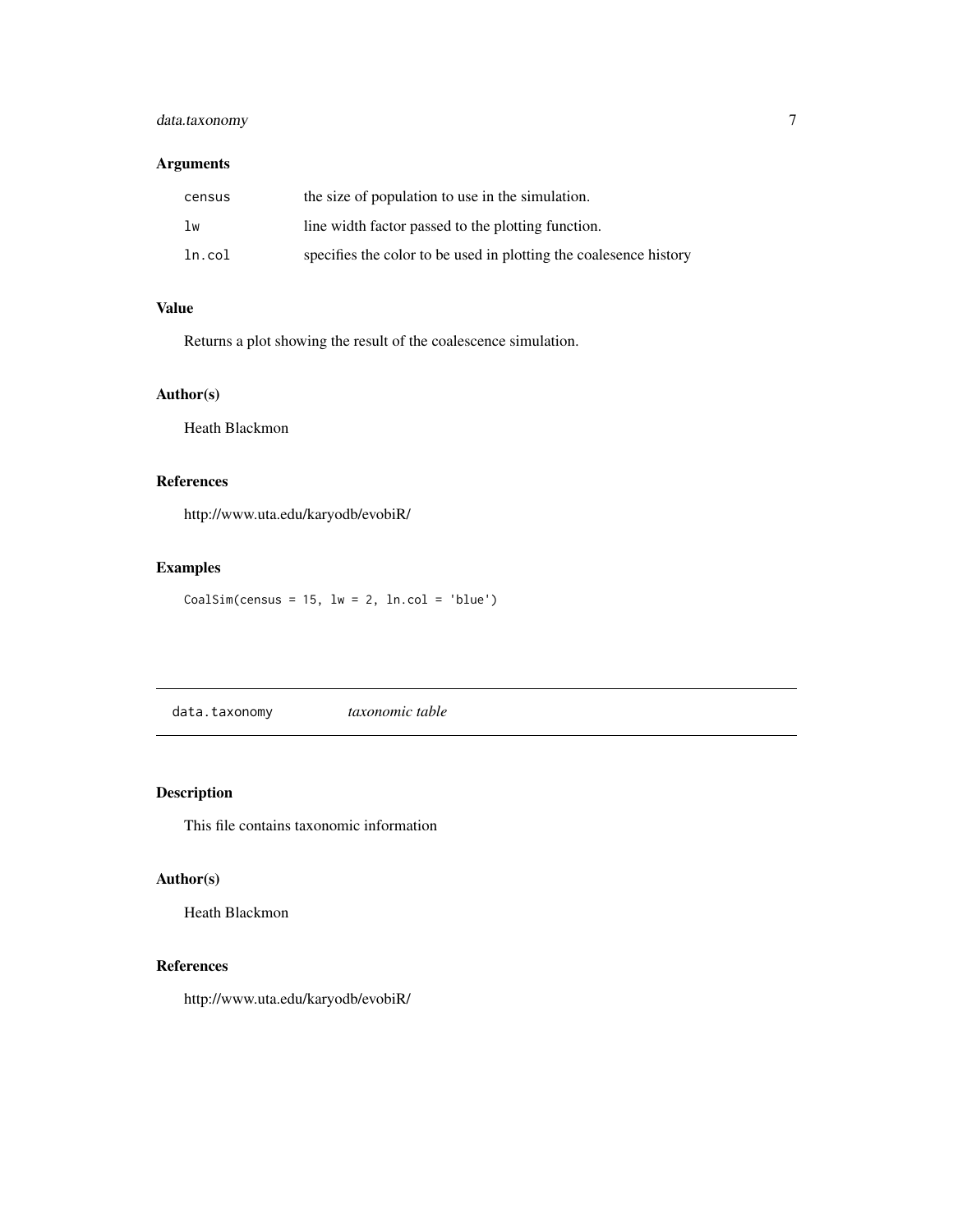## Arguments

| | |
|---|---|
| `census` | the size of population to use in the simulation. |
| `lw` | line width factor passed to the plotting function. |
| `ln.col` | specifies the color to be used in plotting the coalesence history |

## Value

Returns a plot showing the result of the coalescence simulation.

## Author(s)

Heath Blackmon

## References

http://www.uta.edu/karyodb/evobiR/

## Examples

```
CoalSim(census = 15, lw = 2, ln.col = 'blue')
```

---

# `data.taxonomy` *taxonomic table*

---

## Description

This file contains taxonomic information

## Author(s)

Heath Blackmon

## References

http://www.uta.edu/karyodb/evobiR/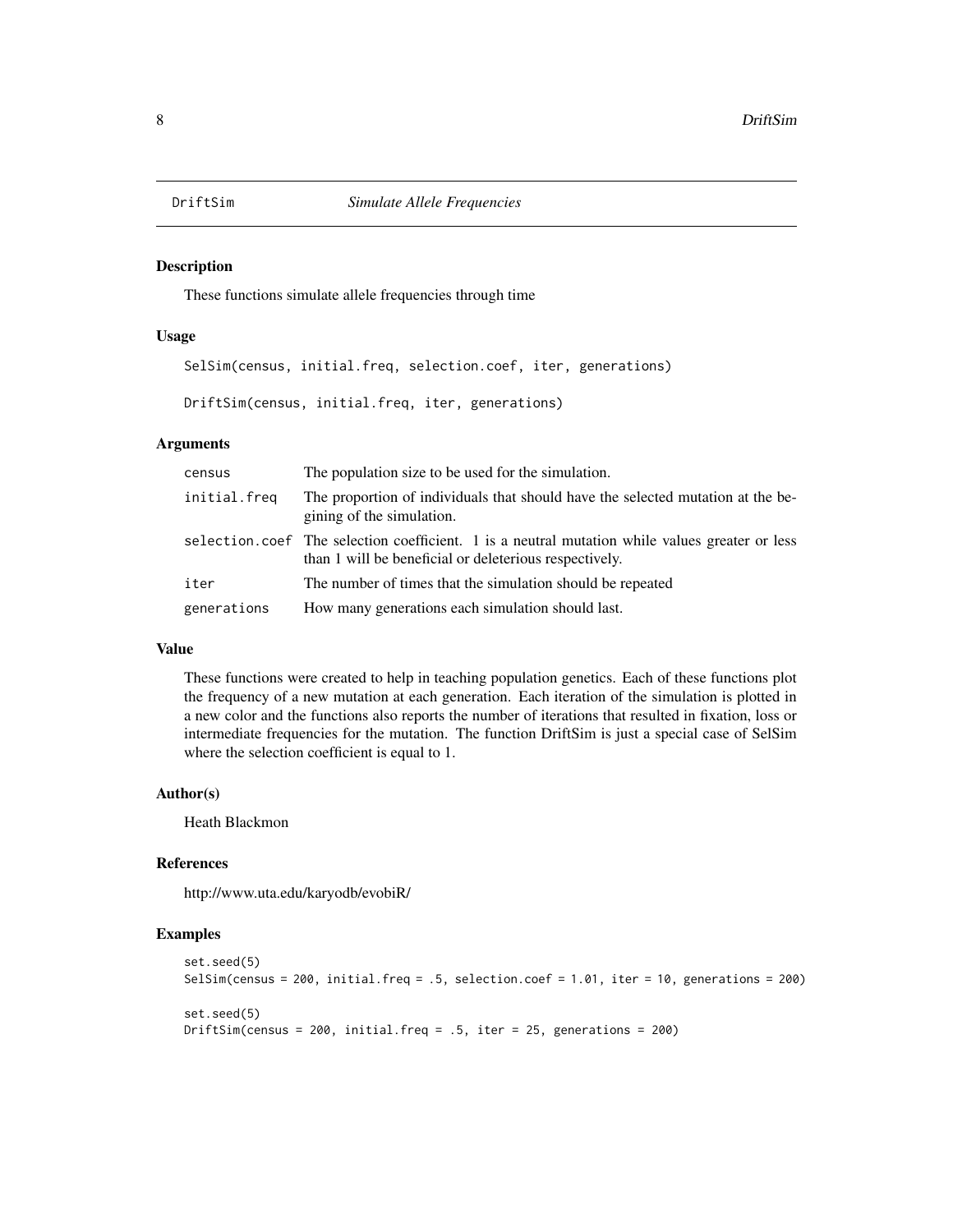# DriftSim — *Simulate Allele Frequencies*

## Description

These functions simulate allele frequencies through time

## Usage

```
SelSim(census, initial.freq, selection.coef, iter, generations)

DriftSim(census, initial.freq, iter, generations)
```

## Arguments

| Argument | Description |
|---|---|
| census | The population size to be used for the simulation. |
| initial.freq | The proportion of individuals that should have the selected mutation at the begining of the simulation. |
| selection.coef | The selection coefficient. 1 is a neutral mutation while values greater or less than 1 will be beneficial or deleterious respectively. |
| iter | The number of times that the simulation should be repeated |
| generations | How many generations each simulation should last. |

## Value

These functions were created to help in teaching population genetics. Each of these functions plot the frequency of a new mutation at each generation. Each iteration of the simulation is plotted in a new color and the functions also reports the number of iterations that resulted in fixation, loss or intermediate frequencies for the mutation. The function DriftSim is just a special case of SelSim where the selection coefficient is equal to 1.

## Author(s)

Heath Blackmon

## References

http://www.uta.edu/karyodb/evobiR/

## Examples

```
set.seed(5)
SelSim(census = 200, initial.freq = .5, selection.coef = 1.01, iter = 10, generations = 200)

set.seed(5)
DriftSim(census = 200, initial.freq = .5, iter = 25, generations = 200)
```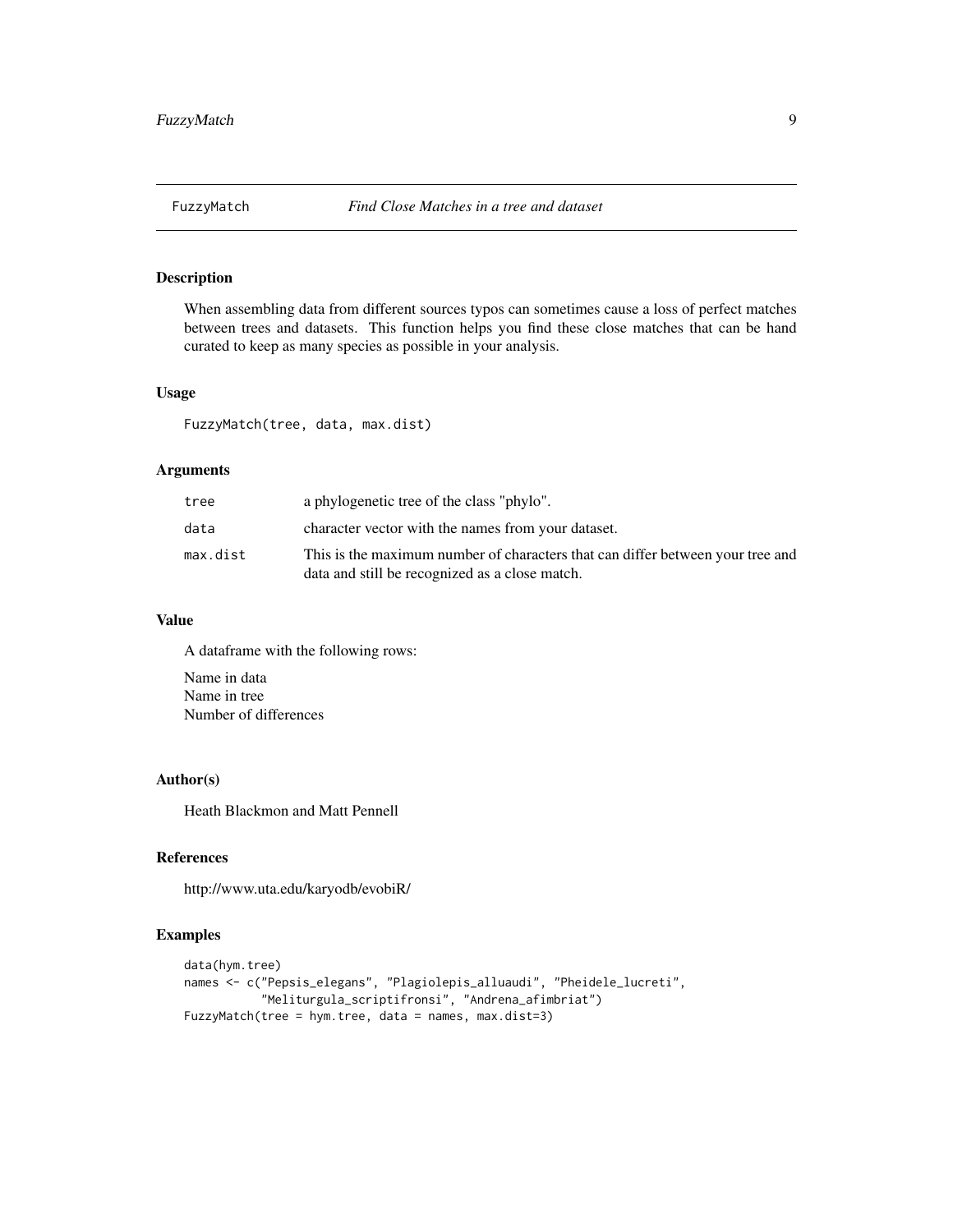## FuzzyMatch — *Find Close Matches in a tree and dataset*

### Description

When assembling data from different sources typos can sometimes cause a loss of perfect matches between trees and datasets. This function helps you find these close matches that can be hand curated to keep as many species as possible in your analysis.

### Usage

```
FuzzyMatch(tree, data, max.dist)
```

### Arguments

| | |
|---|---|
| `tree` | a phylogenetic tree of the class "phylo". |
| `data` | character vector with the names from your dataset. |
| `max.dist` | This is the maximum number of characters that can differ between your tree and data and still be recognized as a close match. |

### Value

A dataframe with the following rows:

Name in data
Name in tree
Number of differences

### Author(s)

Heath Blackmon and Matt Pennell

### References

http://www.uta.edu/karyodb/evobiR/

### Examples

```
data(hym.tree)
names <- c("Pepsis_elegans", "Plagiolepis_alluaudi", "Pheidele_lucreti",
           "Meliturgula_scriptifronsi", "Andrena_afimbriat")
FuzzyMatch(tree = hym.tree, data = names, max.dist=3)
```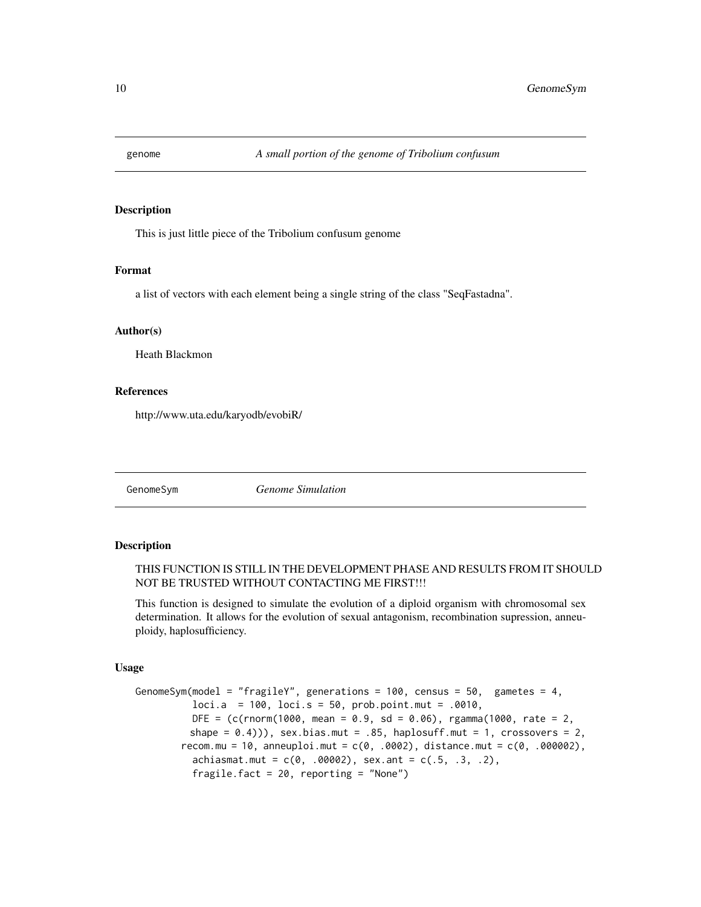## genome — *A small portion of the genome of Tribolium confusum*

### Description

This is just little piece of the Tribolium confusum genome

### Format

a list of vectors with each element being a single string of the class "SeqFastadna".

### Author(s)

Heath Blackmon

### References

http://www.uta.edu/karyodb/evobiR/

## GenomeSym — *Genome Simulation*

### Description

THIS FUNCTION IS STILL IN THE DEVELOPMENT PHASE AND RESULTS FROM IT SHOULD NOT BE TRUSTED WITHOUT CONTACTING ME FIRST!!!

This function is designed to simulate the evolution of a diploid organism with chromosomal sex determination. It allows for the evolution of sexual antagonism, recombination supression, anneuploidy, haplosufficiency.

### Usage

```
GenomeSym(model = "fragileY", generations = 100, census = 50,  gametes = 4,
          loci.a  = 100, loci.s = 50, prob.point.mut = .0010,
          DFE = (c(rnorm(1000, mean = 0.9, sd = 0.06), rgamma(1000, rate = 2,
         shape = 0.4))), sex.bias.mut = .85, haplosuff.mut = 1, crossovers = 2,
       recom.mu = 10, anneuploi.mut = c(0, .0002), distance.mut = c(0, .000002),
          achiasmat.mut = c(0, .00002), sex.ant = c(.5, .3, .2),
          fragile.fact = 20, reporting = "None")
```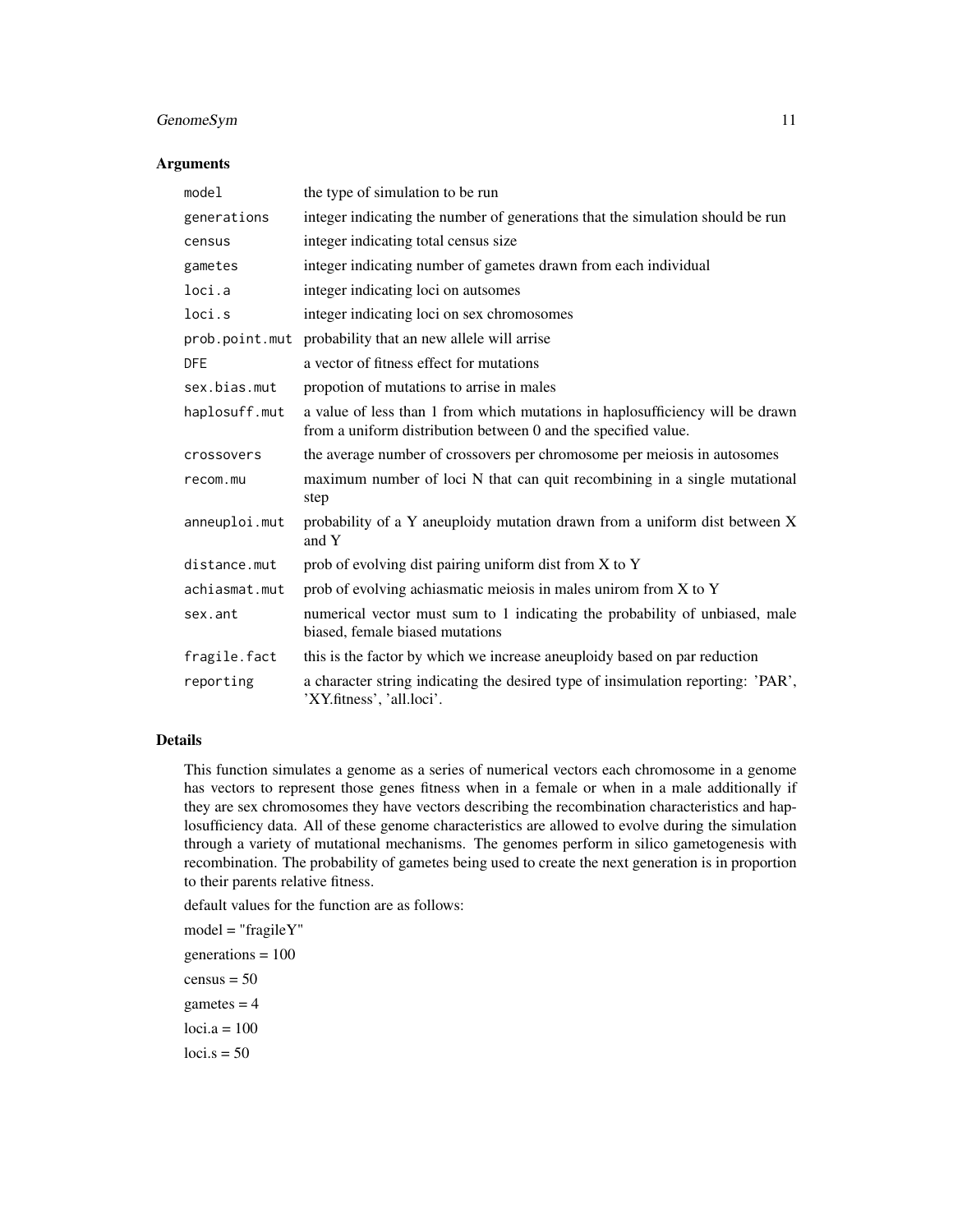### Arguments

| | |
|---|---|
| `model` | the type of simulation to be run |
| `generations` | integer indicating the number of generations that the simulation should be run |
| `census` | integer indicating total census size |
| `gametes` | integer indicating number of gametes drawn from each individual |
| `loci.a` | integer indicating loci on autsomes |
| `loci.s` | integer indicating loci on sex chromosomes |
| `prob.point.mut` | probability that an new allele will arrise |
| `DFE` | a vector of fitness effect for mutations |
| `sex.bias.mut` | propotion of mutations to arrise in males |
| `haplosuff.mut` | a value of less than 1 from which mutations in haplosufficiency will be drawn from a uniform distribution between 0 and the specified value. |
| `crossovers` | the average number of crossovers per chromosome per meiosis in autosomes |
| `recom.mu` | maximum number of loci N that can quit recombining in a single mutational step |
| `anneuploi.mut` | probability of a Y aneuploidy mutation drawn from a uniform dist between X and Y |
| `distance.mut` | prob of evolving dist pairing uniform dist from X to Y |
| `achiasmat.mut` | prob of evolving achiasmatic meiosis in males unirom from X to Y |
| `sex.ant` | numerical vector must sum to 1 indicating the probability of unbiased, male biased, female biased mutations |
| `fragile.fact` | this is the factor by which we increase aneuploidy based on par reduction |
| `reporting` | a character string indicating the desired type of insimulation reporting: 'PAR', 'XY.fitness', 'all.loci'. |

### Details

This function simulates a genome as a series of numerical vectors each chromosome in a genome has vectors to represent those genes fitness when in a female or when in a male additionally if they are sex chromosomes they have vectors describing the recombination characteristics and haplosufficiency data. All of these genome characteristics are allowed to evolve during the simulation through a variety of mutational mechanisms. The genomes perform in silico gametogenesis with recombination. The probability of gametes being used to create the next generation is in proportion to their parents relative fitness.

default values for the function are as follows:

model = "fragileY"

generations = 100

census = 50

gametes = 4

loci.a = 100

loci.s = 50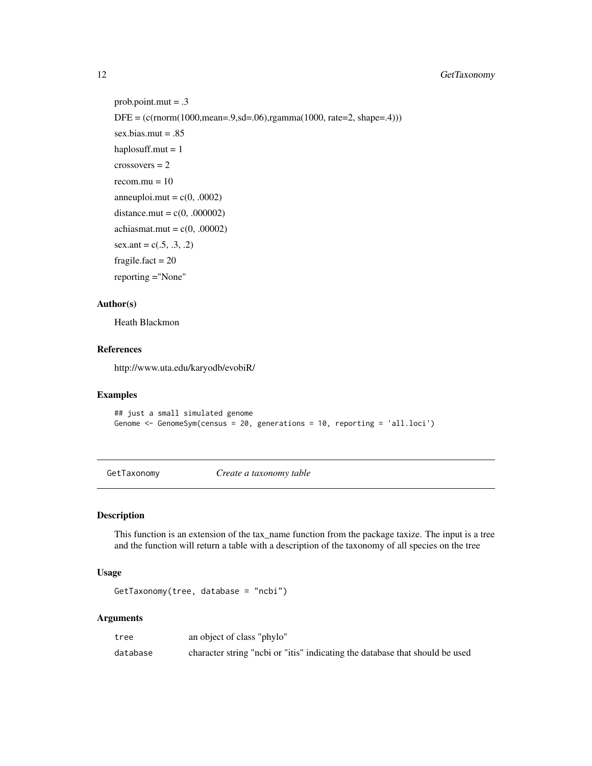prob.point.mut = .3

DFE = (c(rnorm(1000,mean=.9,sd=.06),rgamma(1000, rate=2, shape=.4)))

sex.bias.mut = .85

haplosuff.mut = 1

crossovers = 2

recom.mu = 10

anneuploi.mut = c(0, .0002)

distance.mut = c(0, .000002)

achiasmat.mut = c(0, .00002)

sex.ant = c(.5, .3, .2)

fragile.fact = 20

reporting ="None"

### Author(s)

Heath Blackmon

### References

http://www.uta.edu/karyodb/evobiR/

### Examples

```
## just a small simulated genome
Genome <- GenomeSym(census = 20, generations = 10, reporting = 'all.loci')
```

---

## GetTaxonomy *Create a taxonomy table*

### Description

This function is an extension of the tax_name function from the package taxize. The input is a tree and the function will return a table with a description of the taxonomy of all species on the tree

### Usage

```
GetTaxonomy(tree, database = "ncbi")
```

### Arguments

| | |
|---|---|
| tree | an object of class "phylo" |
| database | character string "ncbi or "itis" indicating the database that should be used |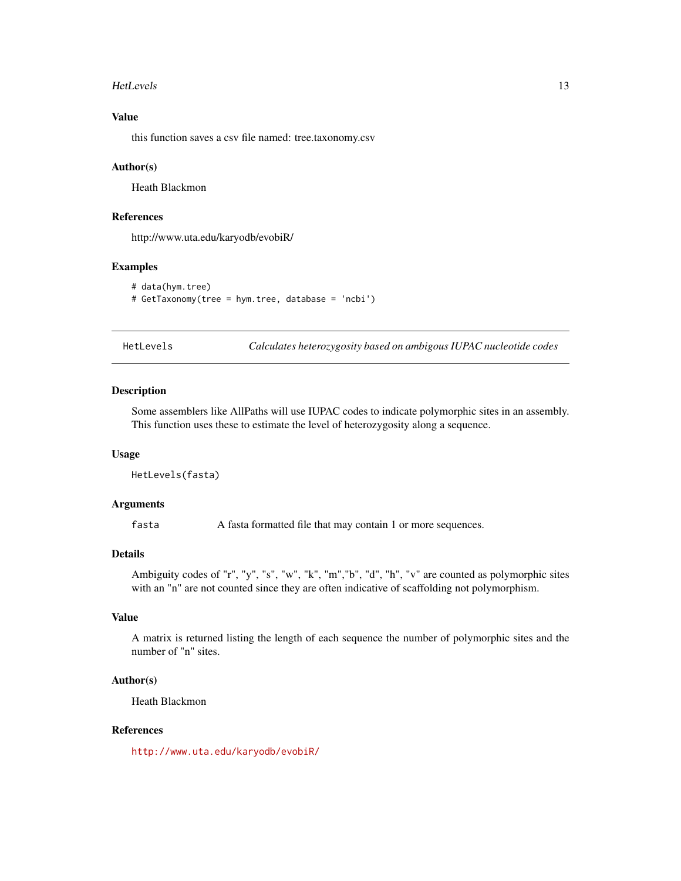### Value

this function saves a csv file named: tree.taxonomy.csv

### Author(s)

Heath Blackmon

### References

http://www.uta.edu/karyodb/evobiR/

### Examples

```
# data(hym.tree)
# GetTaxonomy(tree = hym.tree, database = 'ncbi')
```

---

## HetLevels — *Calculates heterozygosity based on ambigous IUPAC nucleotide codes*

---

### Description

Some assemblers like AllPaths will use IUPAC codes to indicate polymorphic sites in an assembly. This function uses these to estimate the level of heterozygosity along a sequence.

### Usage

```
HetLevels(fasta)
```

### Arguments

| | |
|---|---|
| `fasta` | A fasta formatted file that may contain 1 or more sequences. |

### Details

Ambiguity codes of "r", "y", "s", "w", "k", "m","b", "d", "h", "v" are counted as polymorphic sites with an "n" are not counted since they are often indicative of scaffolding not polymorphism.

### Value

A matrix is returned listing the length of each sequence the number of polymorphic sites and the number of "n" sites.

### Author(s)

Heath Blackmon

### References

http://www.uta.edu/karyodb/evobiR/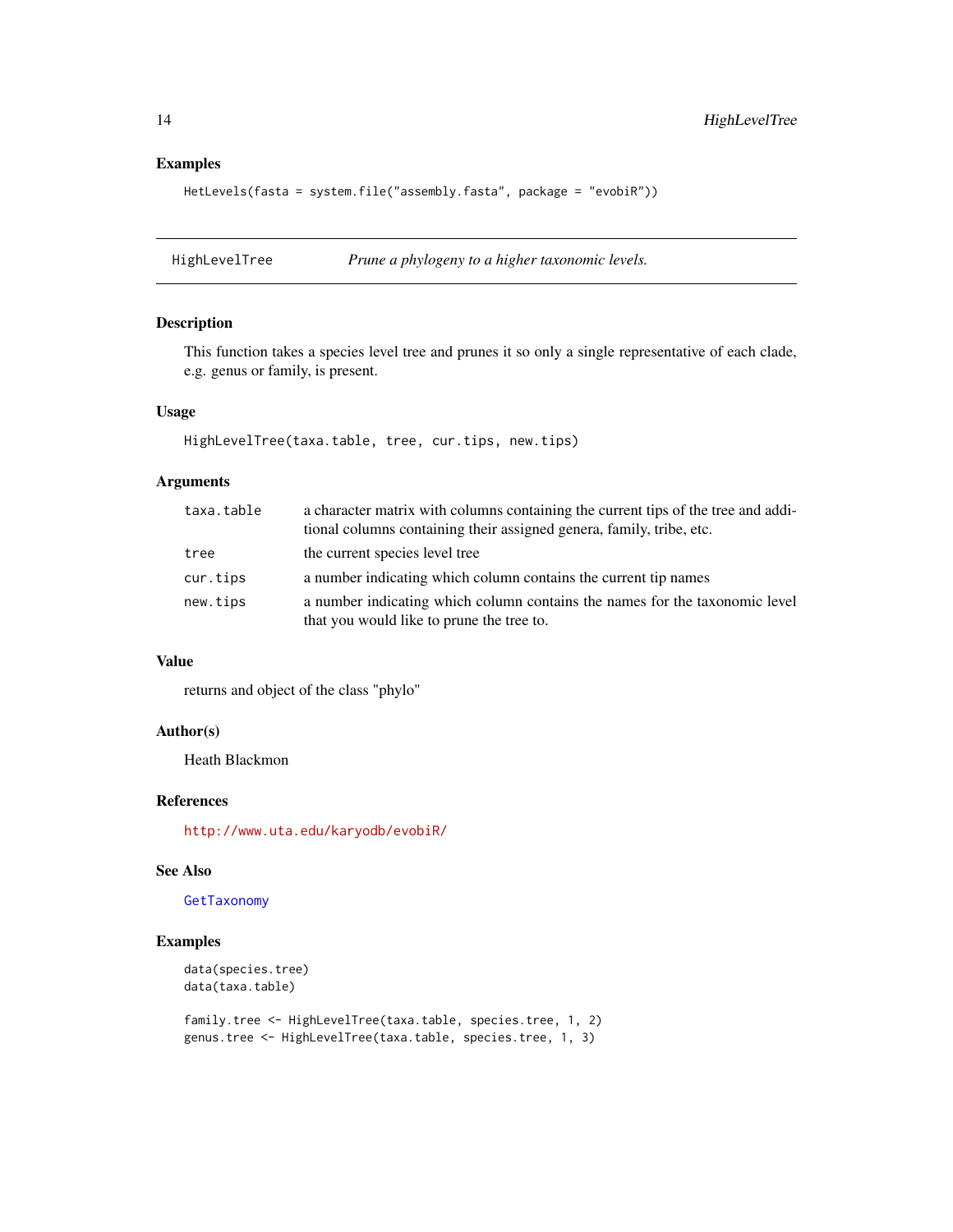## Examples

```
HetLevels(fasta = system.file("assembly.fasta", package = "evobiR"))
```

---

# HighLevelTree *Prune a phylogeny to a higher taxonomic levels.*

## Description

This function takes a species level tree and prunes it so only a single representative of each clade, e.g. genus or family, is present.

## Usage

```
HighLevelTree(taxa.table, tree, cur.tips, new.tips)
```

## Arguments

| | |
|---|---|
| taxa.table | a character matrix with columns containing the current tips of the tree and additional columns containing their assigned genera, family, tribe, etc. |
| tree | the current species level tree |
| cur.tips | a number indicating which column contains the current tip names |
| new.tips | a number indicating which column contains the names for the taxonomic level that you would like to prune the tree to. |

## Value

returns and object of the class "phylo"

## Author(s)

Heath Blackmon

## References

http://www.uta.edu/karyodb/evobiR/

## See Also

GetTaxonomy

## Examples

```
data(species.tree)
data(taxa.table)

family.tree <- HighLevelTree(taxa.table, species.tree, 1, 2)
genus.tree <- HighLevelTree(taxa.table, species.tree, 1, 3)
```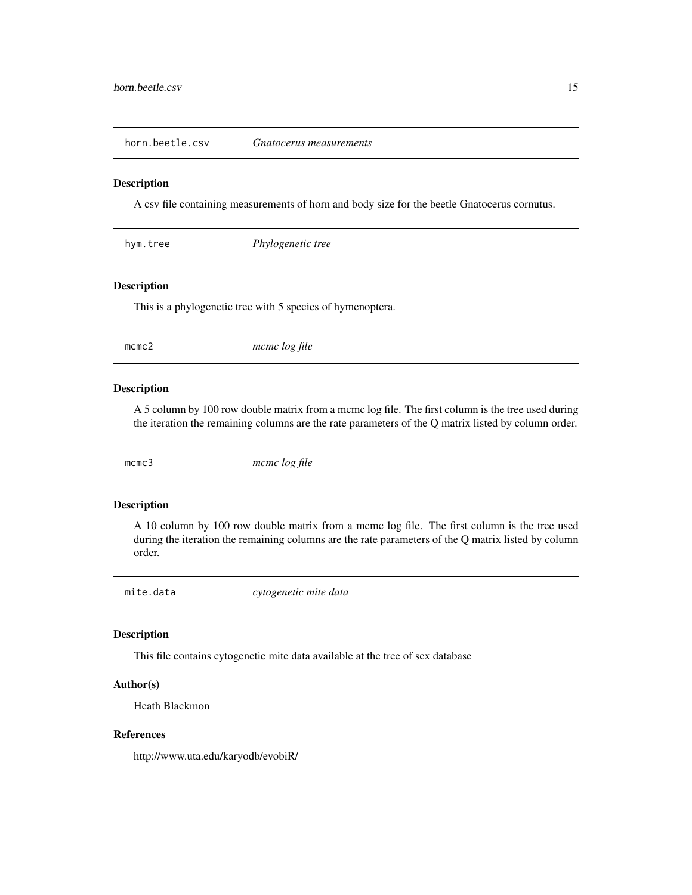## horn.beetle.csv — *Gnatocerus measurements*

### Description

A csv file containing measurements of horn and body size for the beetle Gnatocerus cornutus.

## hym.tree — *Phylogenetic tree*

### Description

This is a phylogenetic tree with 5 species of hymenoptera.

## mcmc2 — *mcmc log file*

### Description

A 5 column by 100 row double matrix from a mcmc log file. The first column is the tree used during the iteration the remaining columns are the rate parameters of the Q matrix listed by column order.

## mcmc3 — *mcmc log file*

### Description

A 10 column by 100 row double matrix from a mcmc log file. The first column is the tree used during the iteration the remaining columns are the rate parameters of the Q matrix listed by column order.

## mite.data — *cytogenetic mite data*

### Description

This file contains cytogenetic mite data available at the tree of sex database

### Author(s)

Heath Blackmon

### References

http://www.uta.edu/karyodb/evobiR/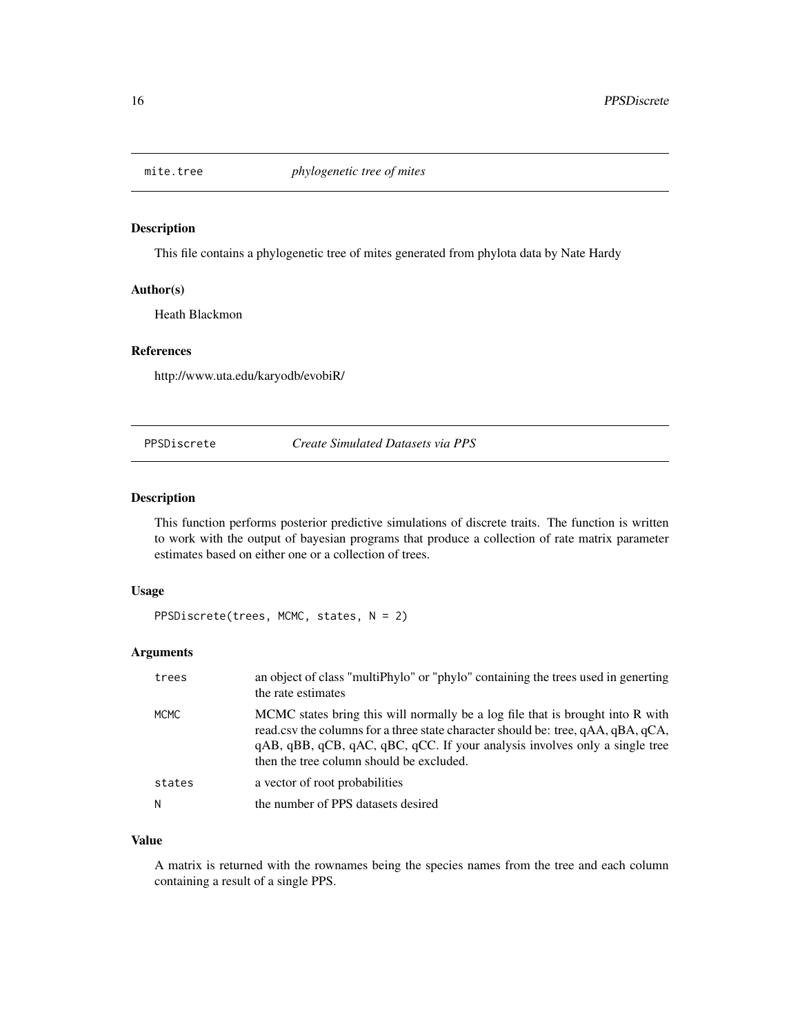## mite.tree — *phylogenetic tree of mites*

### Description

This file contains a phylogenetic tree of mites generated from phylota data by Nate Hardy

### Author(s)

Heath Blackmon

### References

http://www.uta.edu/karyodb/evobiR/

## PPSDiscrete — *Create Simulated Datasets via PPS*

### Description

This function performs posterior predictive simulations of discrete traits. The function is written to work with the output of bayesian programs that produce a collection of rate matrix parameter estimates based on either one or a collection of trees.

### Usage

```
PPSDiscrete(trees, MCMC, states, N = 2)
```

### Arguments

| | |
|---|---|
| trees | an object of class "multiPhylo" or "phylo" containing the trees used in generting the rate estimates |
| MCMC | MCMC states bring this will normally be a log file that is brought into R with read.csv the columns for a three state character should be: tree, qAA, qBA, qCA, qAB, qBB, qCB, qAC, qBC, qCC. If your analysis involves only a single tree then the tree column should be excluded. |
| states | a vector of root probabilities |
| N | the number of PPS datasets desired |

### Value

A matrix is returned with the rownames being the species names from the tree and each column containing a result of a single PPS.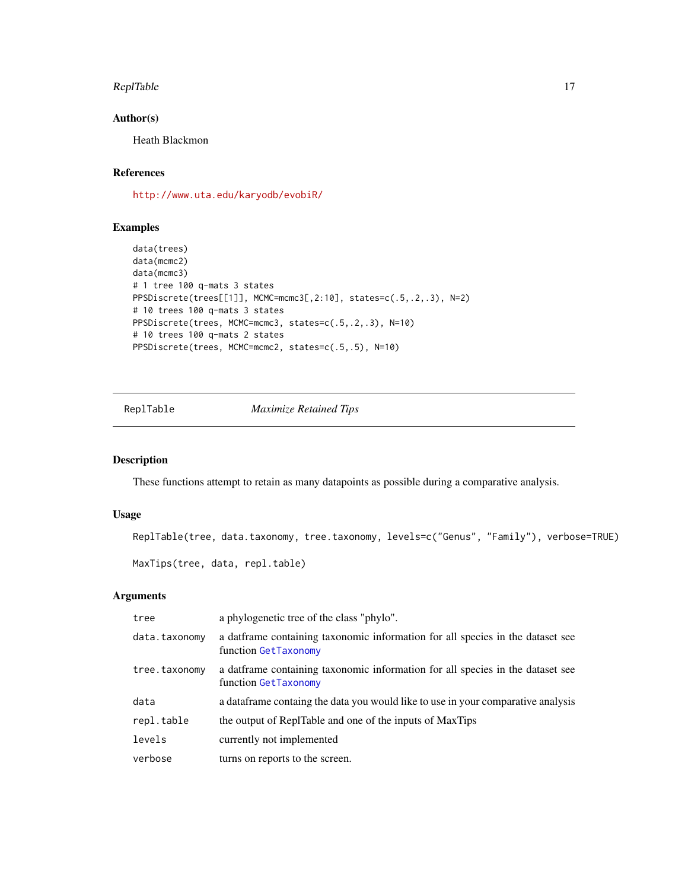### Author(s)

Heath Blackmon

### References

http://www.uta.edu/karyodb/evobiR/

### Examples

```
data(trees)
data(mcmc2)
data(mcmc3)
# 1 tree 100 q-mats 3 states
PPSDiscrete(trees[[1]], MCMC=mcmc3[,2:10], states=c(.5,.2,.3), N=2)
# 10 trees 100 q-mats 3 states
PPSDiscrete(trees, MCMC=mcmc3, states=c(.5,.2,.3), N=10)
# 10 trees 100 q-mats 2 states
PPSDiscrete(trees, MCMC=mcmc2, states=c(.5,.5), N=10)
```

---

## ReplTable *Maximize Retained Tips*

---

### Description

These functions attempt to retain as many datapoints as possible during a comparative analysis.

### Usage

```
ReplTable(tree, data.taxonomy, tree.taxonomy, levels=c("Genus", "Family"), verbose=TRUE)

MaxTips(tree, data, repl.table)
```

### Arguments

| | |
|---|---|
| tree | a phylogenetic tree of the class "phylo". |
| data.taxonomy | a datframe containing taxonomic information for all species in the dataset see function GetTaxonomy |
| tree.taxonomy | a datframe containing taxonomic information for all species in the dataset see function GetTaxonomy |
| data | a dataframe containg the data you would like to use in your comparative analysis |
| repl.table | the output of ReplTable and one of the inputs of MaxTips |
| levels | currently not implemented |
| verbose | turns on reports to the screen. |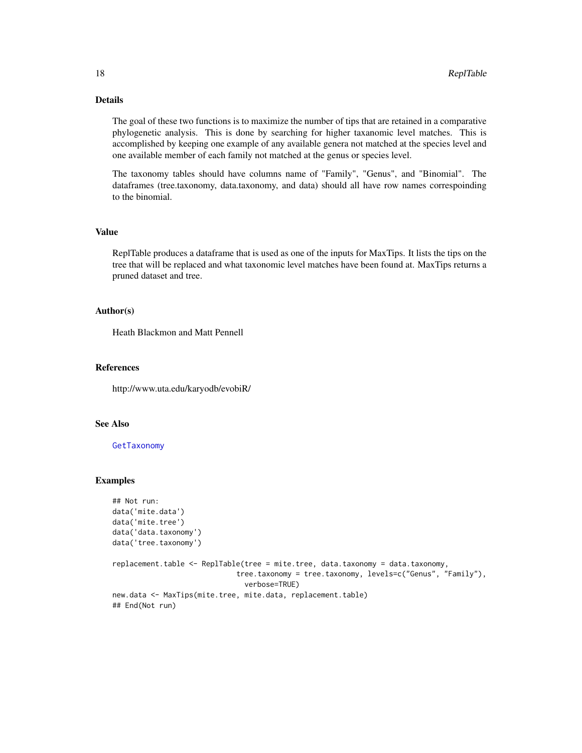## Details

The goal of these two functions is to maximize the number of tips that are retained in a comparative phylogenetic analysis. This is done by searching for higher taxanomic level matches. This is accomplished by keeping one example of any available genera not matched at the species level and one available member of each family not matched at the genus or species level.

The taxonomy tables should have columns name of "Family", "Genus", and "Binomial". The dataframes (tree.taxonomy, data.taxonomy, and data) should all have row names correspoinding to the binomial.

## Value

ReplTable produces a dataframe that is used as one of the inputs for MaxTips. It lists the tips on the tree that will be replaced and what taxonomic level matches have been found at. MaxTips returns a pruned dataset and tree.

## Author(s)

Heath Blackmon and Matt Pennell

## References

http://www.uta.edu/karyodb/evobiR/

## See Also

GetTaxonomy

## Examples

```
## Not run:
data('mite.data')
data('mite.tree')
data('data.taxonomy')
data('tree.taxonomy')

replacement.table <- ReplTable(tree = mite.tree, data.taxonomy = data.taxonomy,
                               tree.taxonomy = tree.taxonomy, levels=c("Genus", "Family"),
                                 verbose=TRUE)
new.data <- MaxTips(mite.tree, mite.data, replacement.table)
## End(Not run)
```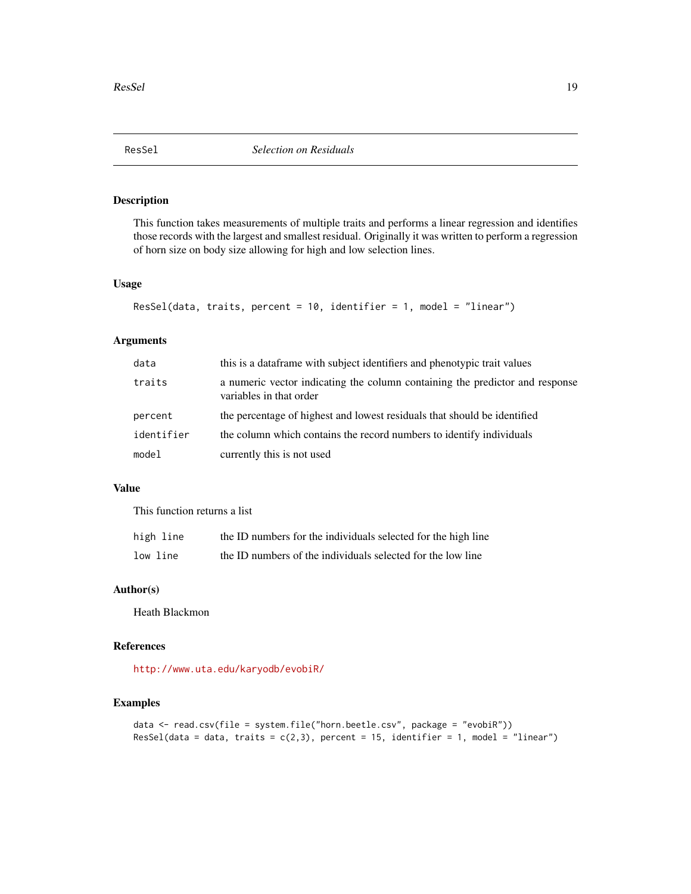# ResSel — *Selection on Residuals*

## Description

This function takes measurements of multiple traits and performs a linear regression and identifies those records with the largest and smallest residual. Originally it was written to perform a regression of horn size on body size allowing for high and low selection lines.

## Usage

```
ResSel(data, traits, percent = 10, identifier = 1, model = "linear")
```

## Arguments

| | |
|---|---|
| `data` | this is a dataframe with subject identifiers and phenotypic trait values |
| `traits` | a numeric vector indicating the column containing the predictor and response variables in that order |
| `percent` | the percentage of highest and lowest residuals that should be identified |
| `identifier` | the column which contains the record numbers to identify individuals |
| `model` | currently this is not used |

## Value

This function returns a list

| | |
|---|---|
| `high line` | the ID numbers for the individuals selected for the high line |
| `low line` | the ID numbers of the individuals selected for the low line |

## Author(s)

Heath Blackmon

## References

http://www.uta.edu/karyodb/evobiR/

## Examples

```
data <- read.csv(file = system.file("horn.beetle.csv", package = "evobiR"))
ResSel(data = data, traits = c(2,3), percent = 15, identifier = 1, model = "linear")
```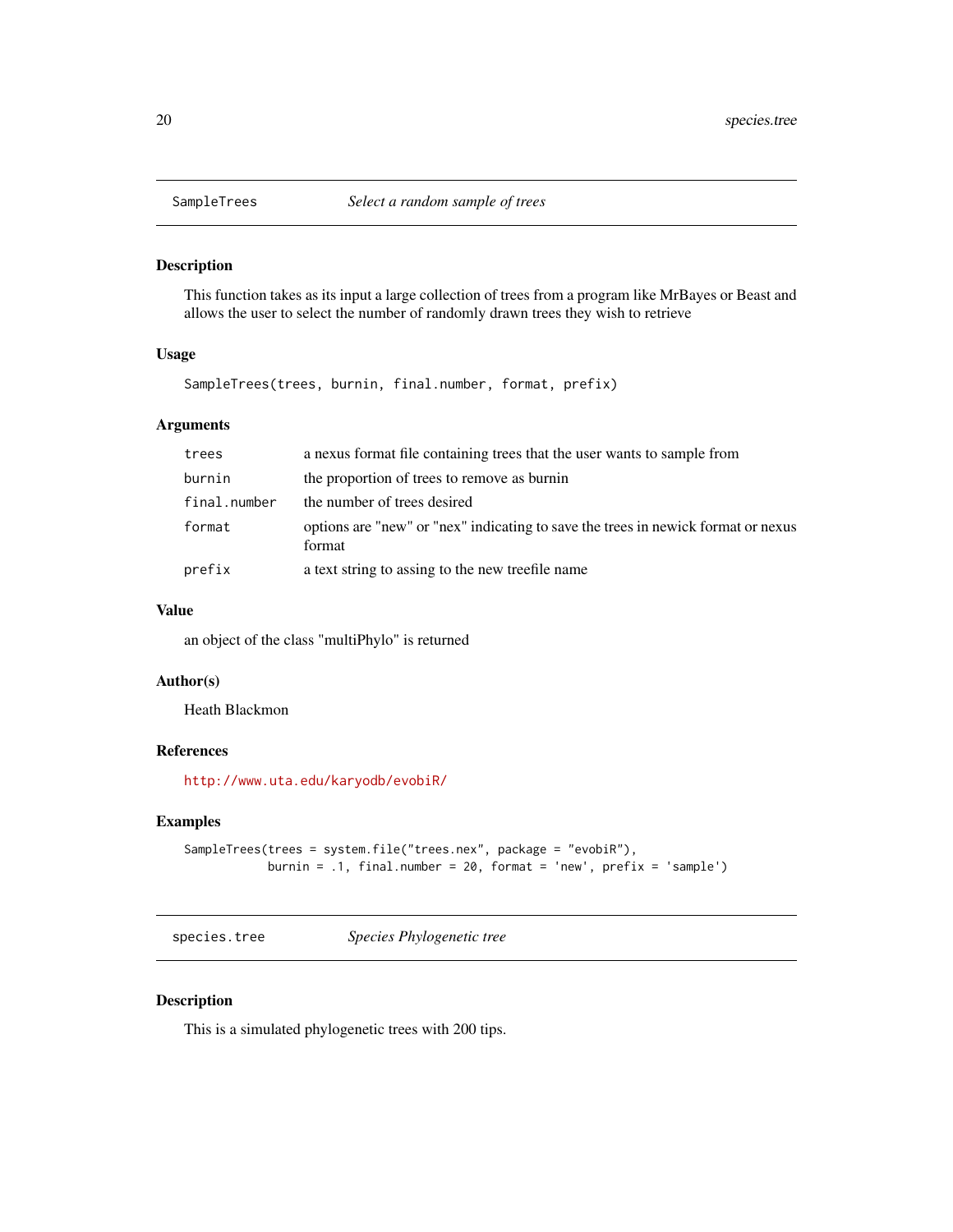## SampleTrees — *Select a random sample of trees*

### Description

This function takes as its input a large collection of trees from a program like MrBayes or Beast and allows the user to select the number of randomly drawn trees they wish to retrieve

### Usage

```
SampleTrees(trees, burnin, final.number, format, prefix)
```

### Arguments

| | |
|---|---|
| `trees` | a nexus format file containing trees that the user wants to sample from |
| `burnin` | the proportion of trees to remove as burnin |
| `final.number` | the number of trees desired |
| `format` | options are "new" or "nex" indicating to save the trees in newick format or nexus format |
| `prefix` | a text string to assing to the new treefile name |

### Value

an object of the class "multiPhylo" is returned

### Author(s)

Heath Blackmon

### References

http://www.uta.edu/karyodb/evobiR/

### Examples

```
SampleTrees(trees = system.file("trees.nex", package = "evobiR"),
            burnin = .1, final.number = 20, format = 'new', prefix = 'sample')
```

## species.tree — *Species Phylogenetic tree*

### Description

This is a simulated phylogenetic trees with 200 tips.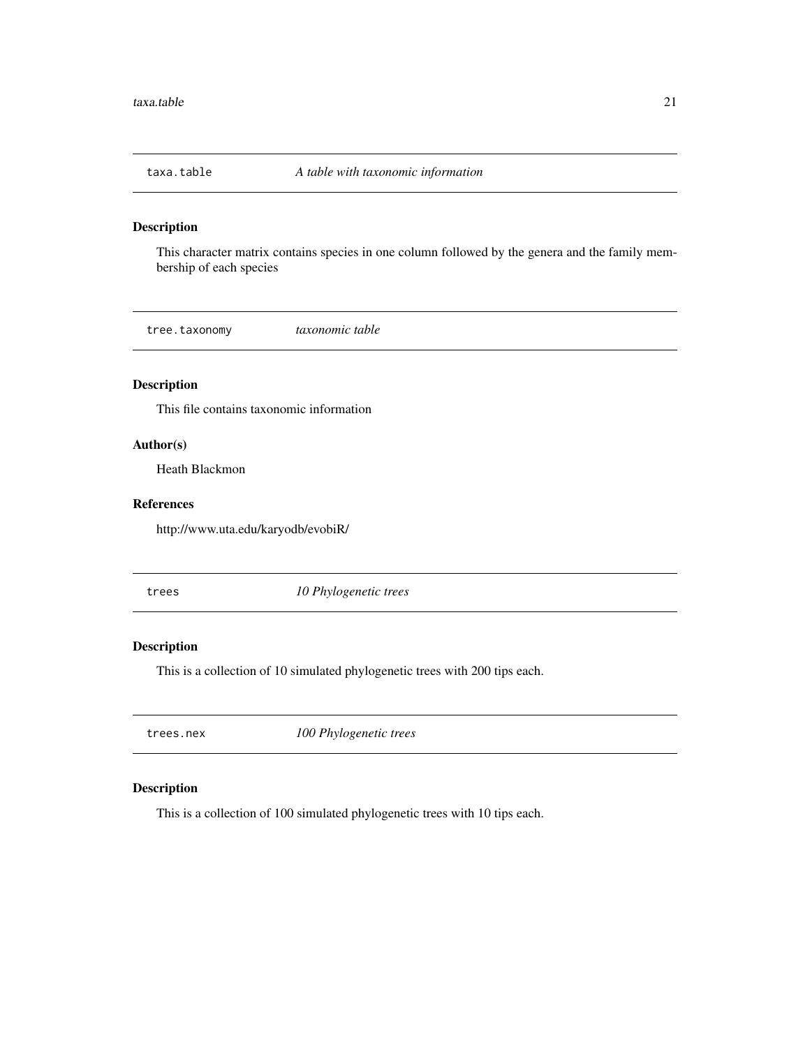## taxa.table *A table with taxonomic information*

### Description

This character matrix contains species in one column followed by the genera and the family membership of each species

## tree.taxonomy *taxonomic table*

### Description

This file contains taxonomic information

### Author(s)

Heath Blackmon

### References

http://www.uta.edu/karyodb/evobiR/

## trees *10 Phylogenetic trees*

### Description

This is a collection of 10 simulated phylogenetic trees with 200 tips each.

## trees.nex *100 Phylogenetic trees*

### Description

This is a collection of 100 simulated phylogenetic trees with 10 tips each.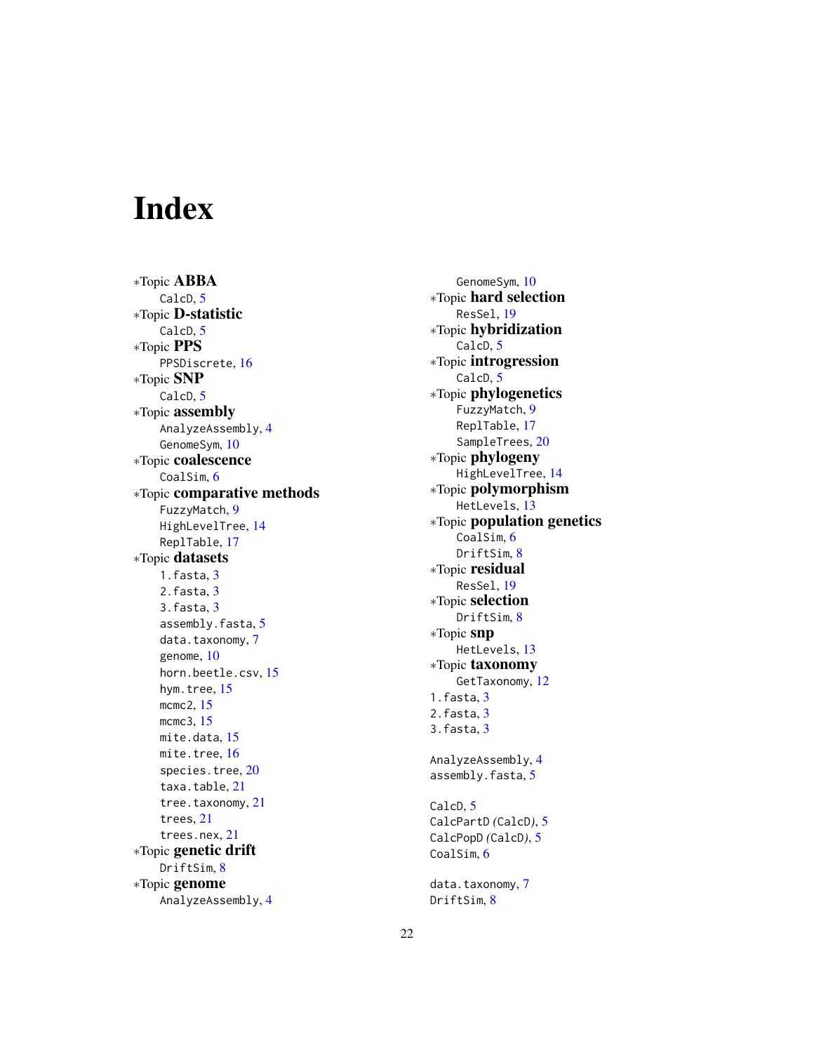# Index

∗Topic **ABBA**
  CalcD, 5
∗Topic **D-statistic**
  CalcD, 5
∗Topic **PPS**
  PPSDiscrete, 16
∗Topic **SNP**
  CalcD, 5
∗Topic **assembly**
  AnalyzeAssembly, 4
  GenomeSym, 10
∗Topic **coalescence**
  CoalSim, 6
∗Topic **comparative methods**
  FuzzyMatch, 9
  HighLevelTree, 14
  ReplTable, 17
∗Topic **datasets**
  1.fasta, 3
  2.fasta, 3
  3.fasta, 3
  assembly.fasta, 5
  data.taxonomy, 7
  genome, 10
  horn.beetle.csv, 15
  hym.tree, 15
  mcmc2, 15
  mcmc3, 15
  mite.data, 15
  mite.tree, 16
  species.tree, 20
  taxa.table, 21
  tree.taxonomy, 21
  trees, 21
  trees.nex, 21
∗Topic **genetic drift**
  DriftSim, 8
∗Topic **genome**
  AnalyzeAssembly, 4
  GenomeSym, 10
∗Topic **hard selection**
  ResSel, 19
∗Topic **hybridization**
  CalcD, 5
∗Topic **introgression**
  CalcD, 5
∗Topic **phylogenetics**
  FuzzyMatch, 9
  ReplTable, 17
  SampleTrees, 20
∗Topic **phylogeny**
  HighLevelTree, 14
∗Topic **polymorphism**
  HetLevels, 13
∗Topic **population genetics**
  CoalSim, 6
  DriftSim, 8
∗Topic **residual**
  ResSel, 19
∗Topic **selection**
  DriftSim, 8
∗Topic **snp**
  HetLevels, 13
∗Topic **taxonomy**
  GetTaxonomy, 12

1.fasta, 3
2.fasta, 3
3.fasta, 3

AnalyzeAssembly, 4
assembly.fasta, 5

CalcD, 5
CalcPartD *(CalcD)*, 5
CalcPopD *(CalcD)*, 5
CoalSim, 6

data.taxonomy, 7
DriftSim, 8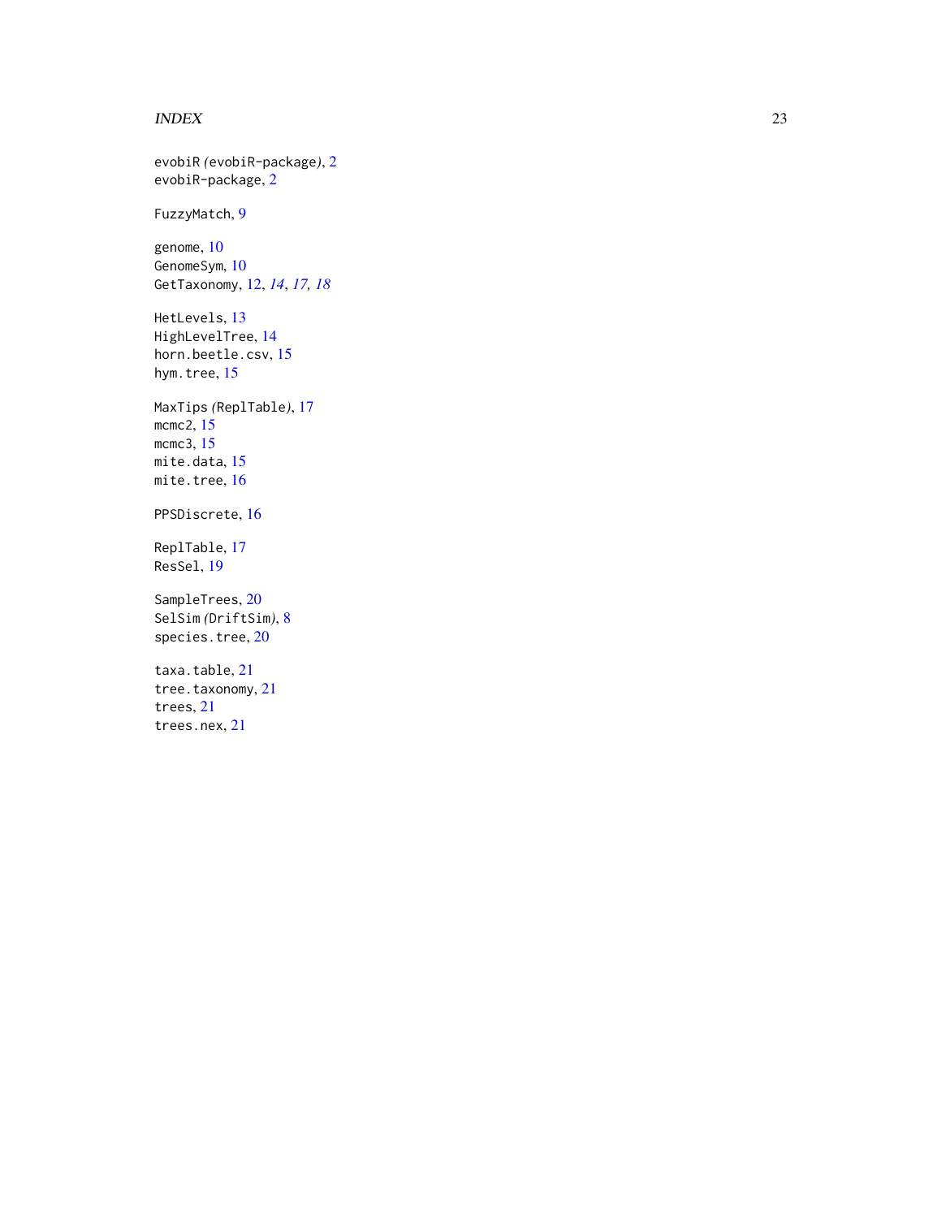evobiR (evobiR-package), 2
evobiR-package, 2

FuzzyMatch, 9

genome, 10
GenomeSym, 10
GetTaxonomy, 12, *14*, *17, 18*

HetLevels, 13
HighLevelTree, 14
horn.beetle.csv, 15
hym.tree, 15

MaxTips (ReplTable), 17
mcmc2, 15
mcmc3, 15
mite.data, 15
mite.tree, 16

PPSDiscrete, 16

ReplTable, 17
ResSel, 19

SampleTrees, 20
SelSim (DriftSim), 8
species.tree, 20

taxa.table, 21
tree.taxonomy, 21
trees, 21
trees.nex, 21